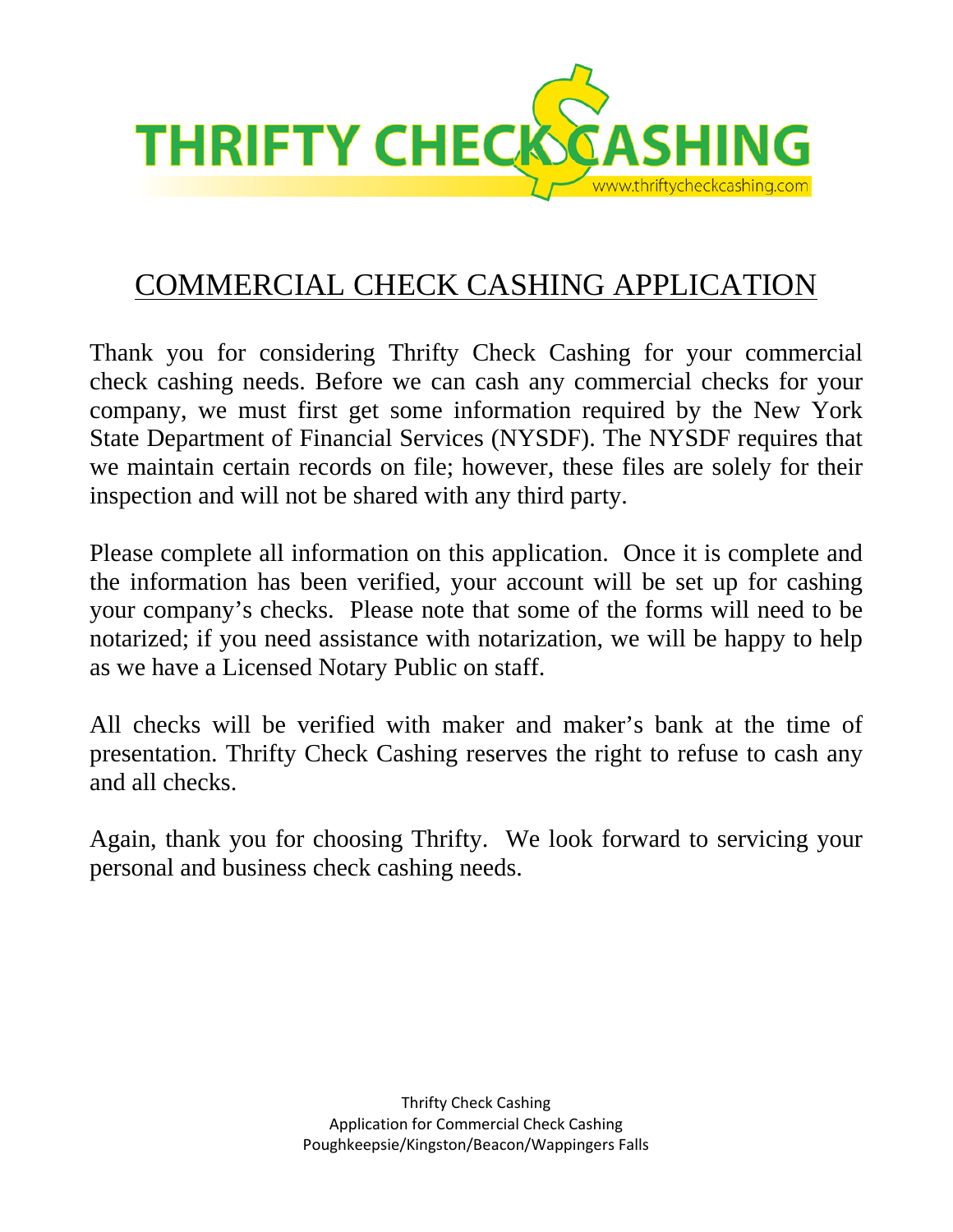# THRIFTY CHECK CASHING

www.thriftycheckcashing.com

## COMMERCIAL CHECK CASHING APPLICATION

Thank you for considering Thrifty Check Cashing for your commercial check cashing needs. Before we can cash any commercial checks for your company, we must first get some information required by the New York State Department of Financial Services (NYSDF). The NYSDF requires that we maintain certain records on file; however, these files are solely for their inspection and will not be shared with any third party.

Please complete all information on this application. Once it is complete and the information has been verified, your account will be set up for cashing your company's checks. Please note that some of the forms will need to be notarized; if you need assistance with notarization, we will be happy to help as we have a Licensed Notary Public on staff.

All checks will be verified with maker and maker's bank at the time of presentation. Thrifty Check Cashing reserves the right to refuse to cash any and all checks.

Again, thank you for choosing Thrifty. We look forward to servicing your personal and business check cashing needs.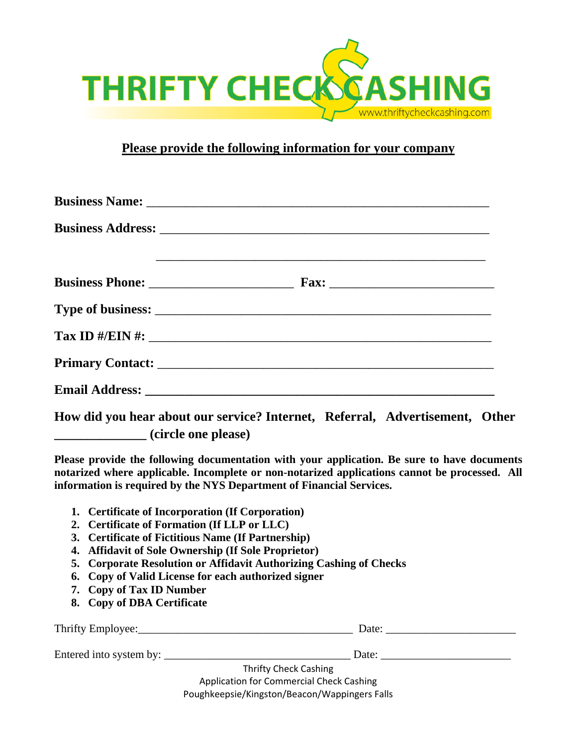# THRIFTY CHECK CASHING

www.thriftycheckcashing.com

**Please provide the following information for your company**

**Business Name:** ____________________________________________________

**Business Address:** __________________________________________________

____________________________________________________

**Business Phone:** ______________________ **Fax:** _________________________

**Type of business:** ___________________________________________________

**Tax ID #/EIN #:** ____________________________________________________

**Primary Contact:** ___________________________________________________

**Email Address:** ____________________________________________________

**How did you hear about our service? Internet, Referral, Advertisement, Other ______________ (circle one please)**

**Please provide the following documentation with your application. Be sure to have documents notarized where applicable. Incomplete or non-notarized applications cannot be processed. All information is required by the NYS Department of Financial Services.**

1. **Certificate of Incorporation (If Corporation)**
2. **Certificate of Formation (If LLP or LLC)**
3. **Certificate of Fictitious Name (If Partnership)**
4. **Affidavit of Sole Ownership (If Sole Proprietor)**
5. **Corporate Resolution or Affidavit Authorizing Cashing of Checks**
6. **Copy of Valid License for each authorized signer**
7. **Copy of Tax ID Number**
8. **Copy of DBA Certificate**

Thrifty Employee:______________________________________ Date: ______________________

Entered into system by: _________________________________ Date: ______________________

Thrifty Check Cashing
Application for Commercial Check Cashing
Poughkeepsie/Kingston/Beacon/Wappingers Falls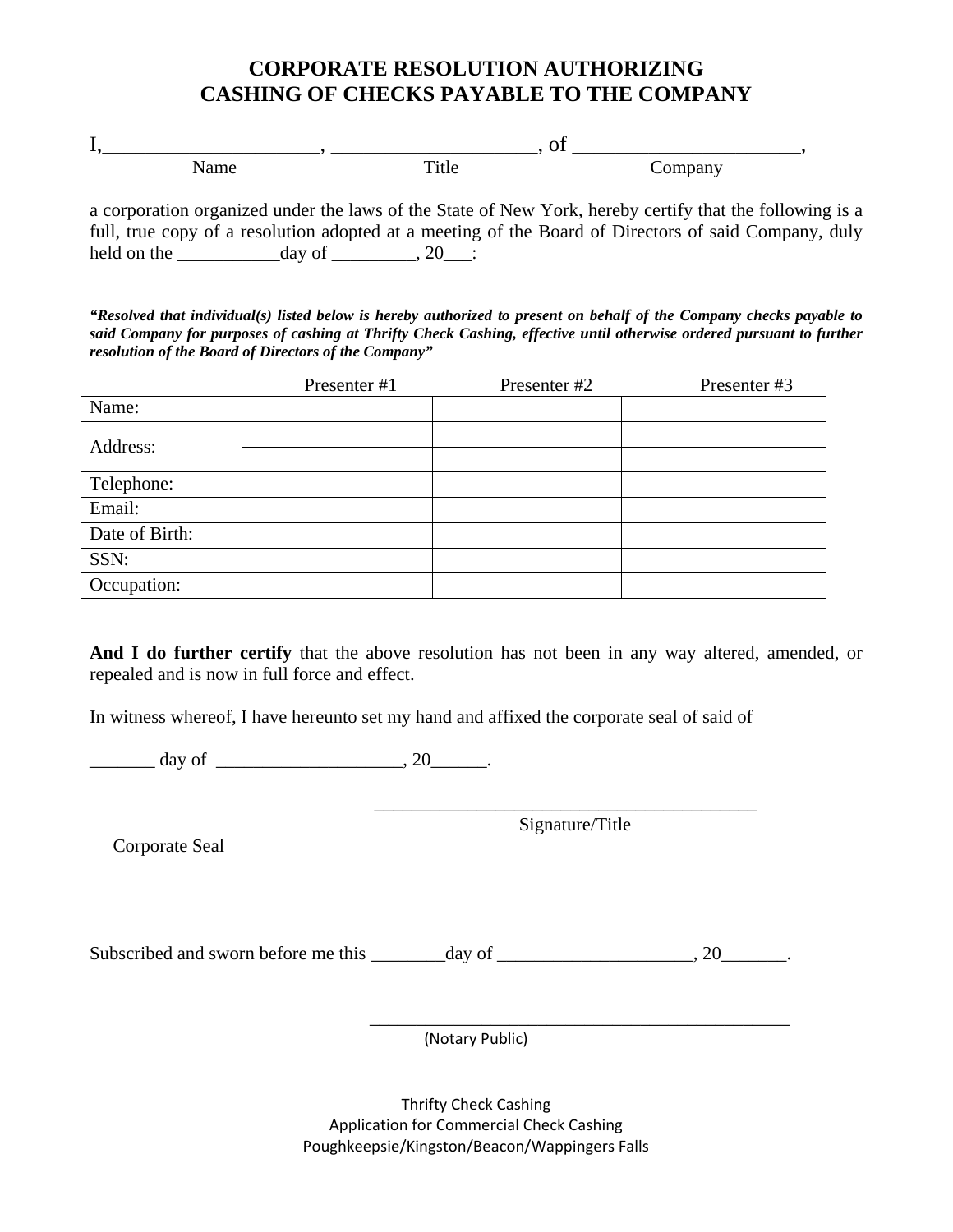# CORPORATE RESOLUTION AUTHORIZING CASHING OF CHECKS PAYABLE TO THE COMPANY

I,_____________________, ____________________, of ______________________,
Name Title Company

a corporation organized under the laws of the State of New York, hereby certify that the following is a full, true copy of a resolution adopted at a meeting of the Board of Directors of said Company, duly held on the ___________day of _________, 20___:

***"Resolved that individual(s) listed below is hereby authorized to present on behalf of the Company checks payable to said Company for purposes of cashing at Thrifty Check Cashing, effective until otherwise ordered pursuant to further resolution of the Board of Directors of the Company"***

| | Presenter #1 | Presenter #2 | Presenter #3 |
|---|---|---|---|
| Name: | | | |
| Address: | | | |
| | | | |
| Telephone: | | | |
| Email: | | | |
| Date of Birth: | | | |
| SSN: | | | |
| Occupation: | | | |

**And I do further certify** that the above resolution has not been in any way altered, amended, or repealed and is now in full force and effect.

In witness whereof, I have hereunto set my hand and affixed the corporate seal of said of

_______ day of ____________________, 20______.

__________________________________________
Signature/Title

Corporate Seal

Subscribed and sworn before me this ________day of _____________________, 20_______.

_______________________________________________
(Notary Public)

Thrifty Check Cashing
Application for Commercial Check Cashing
Poughkeepsie/Kingston/Beacon/Wappingers Falls